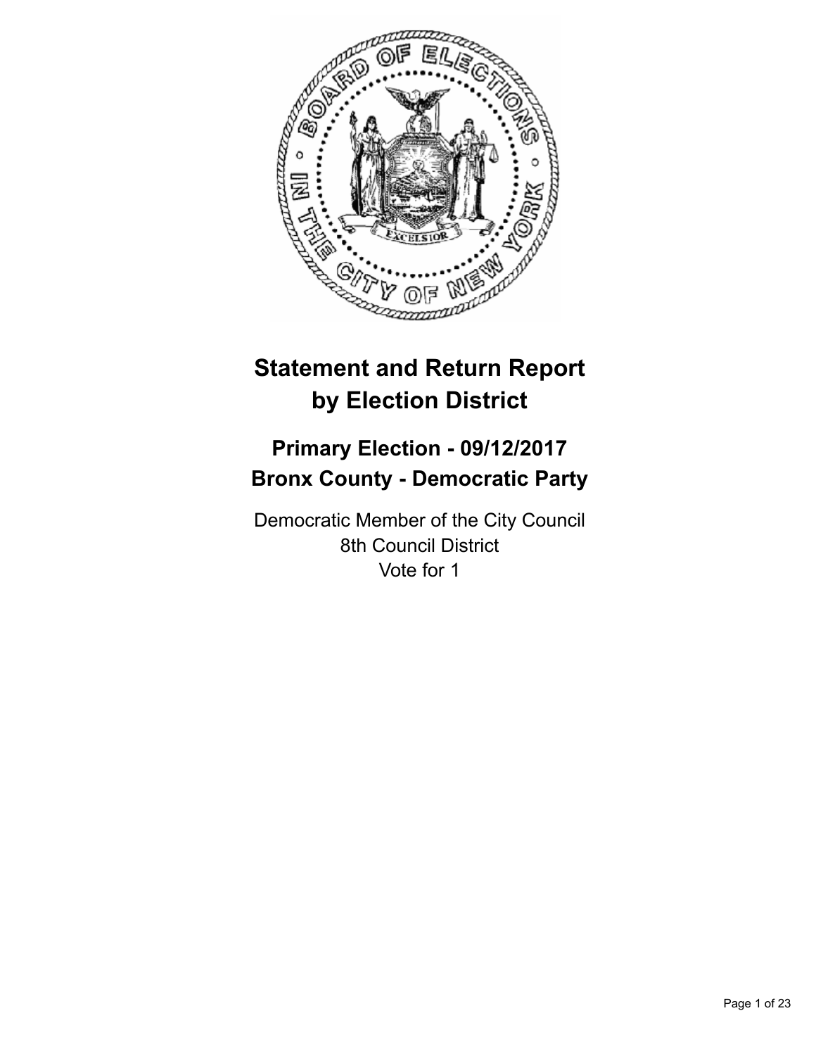# Statement and Return Report by Election District

## Primary Election - 09/12/2017
## Bronx County - Democratic Party

Democratic Member of the City Council
8th Council District
Vote for 1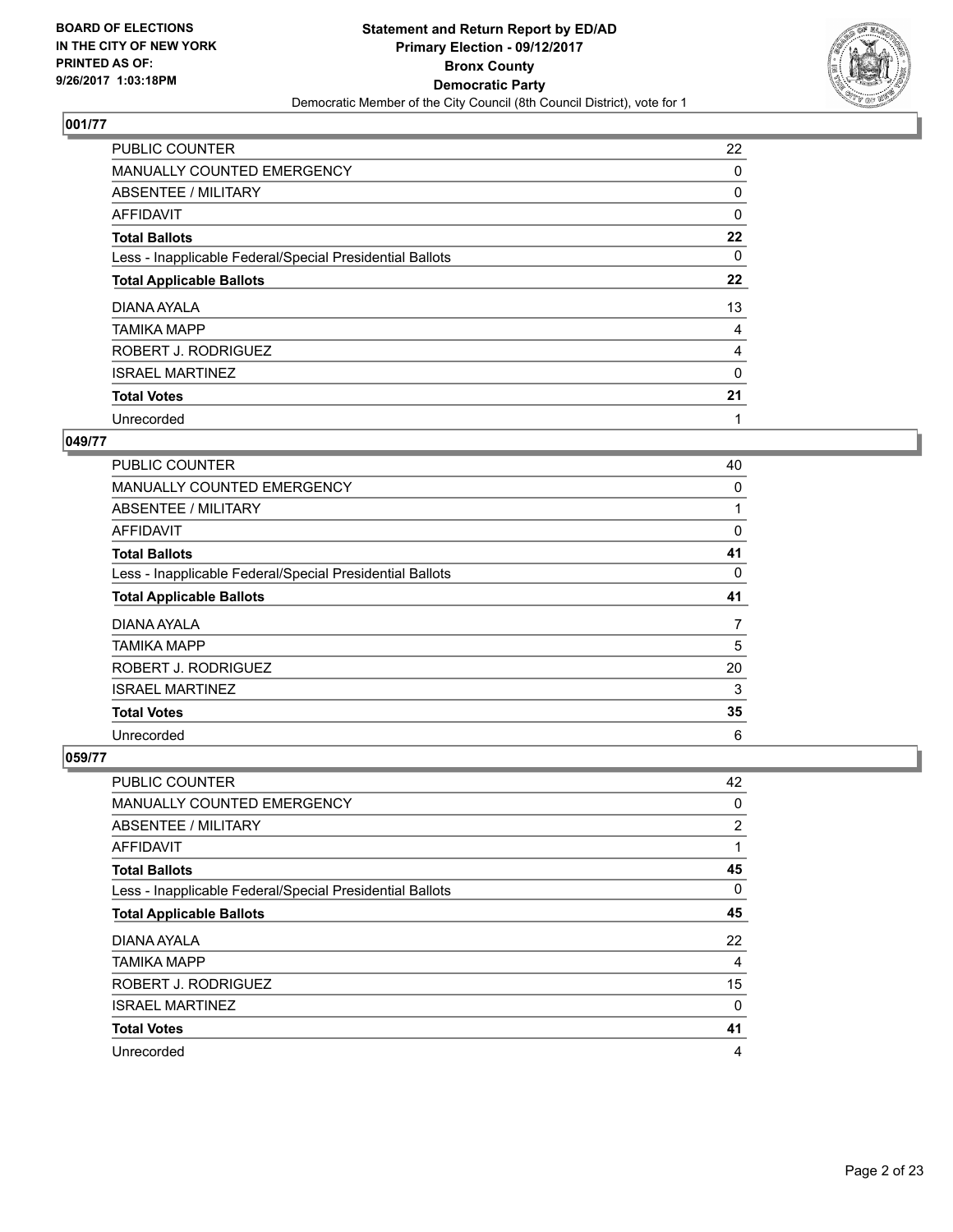**BOARD OF ELECTIONS IN THE CITY OF NEW YORK PRINTED AS OF: 9/26/2017 1:03:18PM**

**Statement and Return Report by ED/AD Primary Election - 09/12/2017 Bronx County Democratic Party**

Democratic Member of the City Council (8th Council District), vote for 1

## 001/77

| | |
|---|---|
| PUBLIC COUNTER | 22 |
| MANUALLY COUNTED EMERGENCY | 0 |
| ABSENTEE / MILITARY | 0 |
| AFFIDAVIT | 0 |
| **Total Ballots** | **22** |
| Less - Inapplicable Federal/Special Presidential Ballots | 0 |
| **Total Applicable Ballots** | **22** |
| DIANA AYALA | 13 |
| TAMIKA MAPP | 4 |
| ROBERT J. RODRIGUEZ | 4 |
| ISRAEL MARTINEZ | 0 |
| **Total Votes** | **21** |
| Unrecorded | 1 |

## 049/77

| | |
|---|---|
| PUBLIC COUNTER | 40 |
| MANUALLY COUNTED EMERGENCY | 0 |
| ABSENTEE / MILITARY | 1 |
| AFFIDAVIT | 0 |
| **Total Ballots** | **41** |
| Less - Inapplicable Federal/Special Presidential Ballots | 0 |
| **Total Applicable Ballots** | **41** |
| DIANA AYALA | 7 |
| TAMIKA MAPP | 5 |
| ROBERT J. RODRIGUEZ | 20 |
| ISRAEL MARTINEZ | 3 |
| **Total Votes** | **35** |
| Unrecorded | 6 |

## 059/77

| | |
|---|---|
| PUBLIC COUNTER | 42 |
| MANUALLY COUNTED EMERGENCY | 0 |
| ABSENTEE / MILITARY | 2 |
| AFFIDAVIT | 1 |
| **Total Ballots** | **45** |
| Less - Inapplicable Federal/Special Presidential Ballots | 0 |
| **Total Applicable Ballots** | **45** |
| DIANA AYALA | 22 |
| TAMIKA MAPP | 4 |
| ROBERT J. RODRIGUEZ | 15 |
| ISRAEL MARTINEZ | 0 |
| **Total Votes** | **41** |
| Unrecorded | 4 |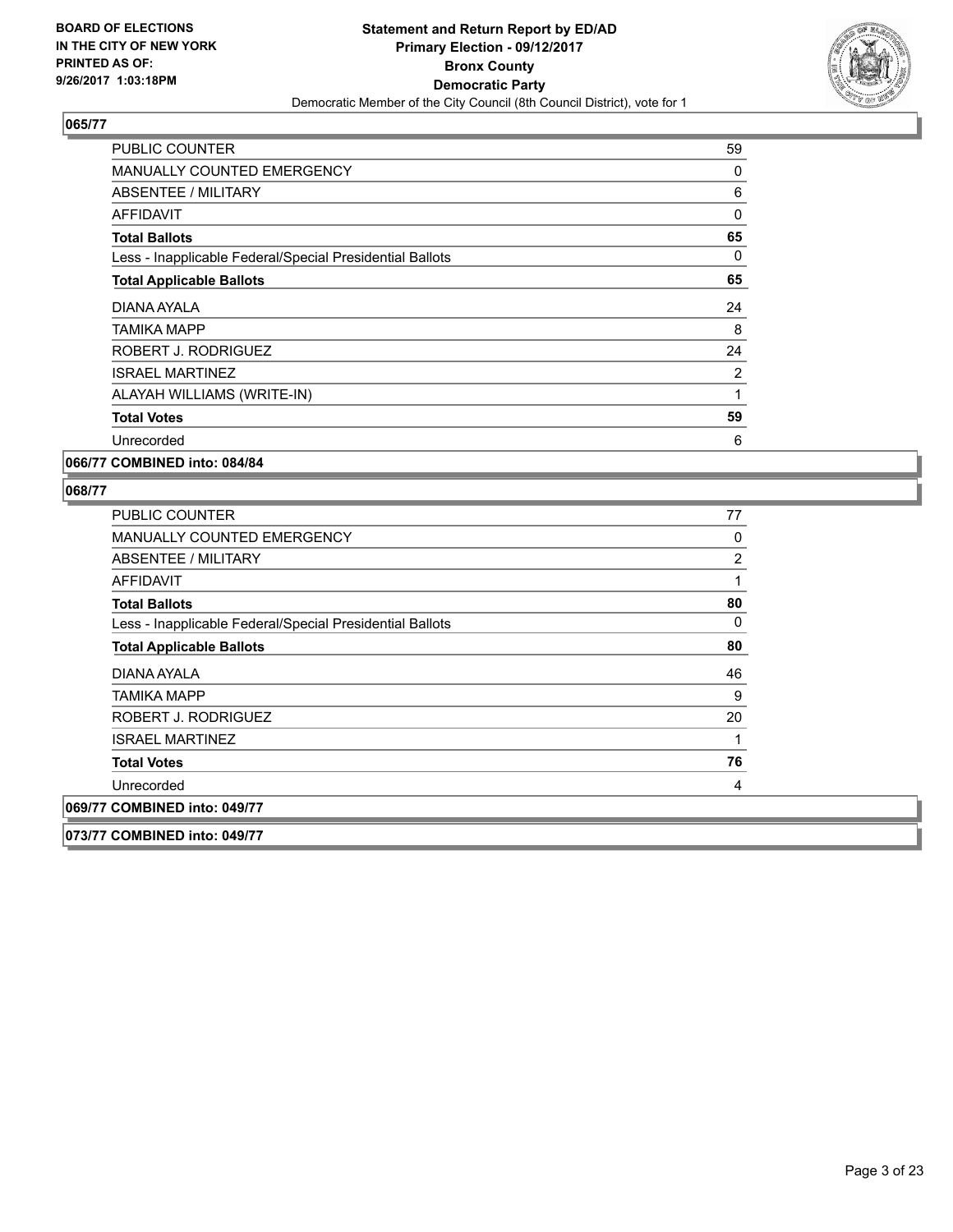**065/77**

| | |
|---|---|
| PUBLIC COUNTER | 59 |
| MANUALLY COUNTED EMERGENCY | 0 |
| ABSENTEE / MILITARY | 6 |
| AFFIDAVIT | 0 |
| **Total Ballots** | **65** |
| Less - Inapplicable Federal/Special Presidential Ballots | 0 |
| **Total Applicable Ballots** | **65** |
| DIANA AYALA | 24 |
| TAMIKA MAPP | 8 |
| ROBERT J. RODRIGUEZ | 24 |
| ISRAEL MARTINEZ | 2 |
| ALAYAH WILLIAMS (WRITE-IN) | 1 |
| **Total Votes** | **59** |
| Unrecorded | 6 |

**066/77 COMBINED into: 084/84**

**068/77**

| | |
|---|---|
| PUBLIC COUNTER | 77 |
| MANUALLY COUNTED EMERGENCY | 0 |
| ABSENTEE / MILITARY | 2 |
| AFFIDAVIT | 1 |
| **Total Ballots** | **80** |
| Less - Inapplicable Federal/Special Presidential Ballots | 0 |
| **Total Applicable Ballots** | **80** |
| DIANA AYALA | 46 |
| TAMIKA MAPP | 9 |
| ROBERT J. RODRIGUEZ | 20 |
| ISRAEL MARTINEZ | 1 |
| **Total Votes** | **76** |
| Unrecorded | 4 |

**069/77 COMBINED into: 049/77**

**073/77 COMBINED into: 049/77**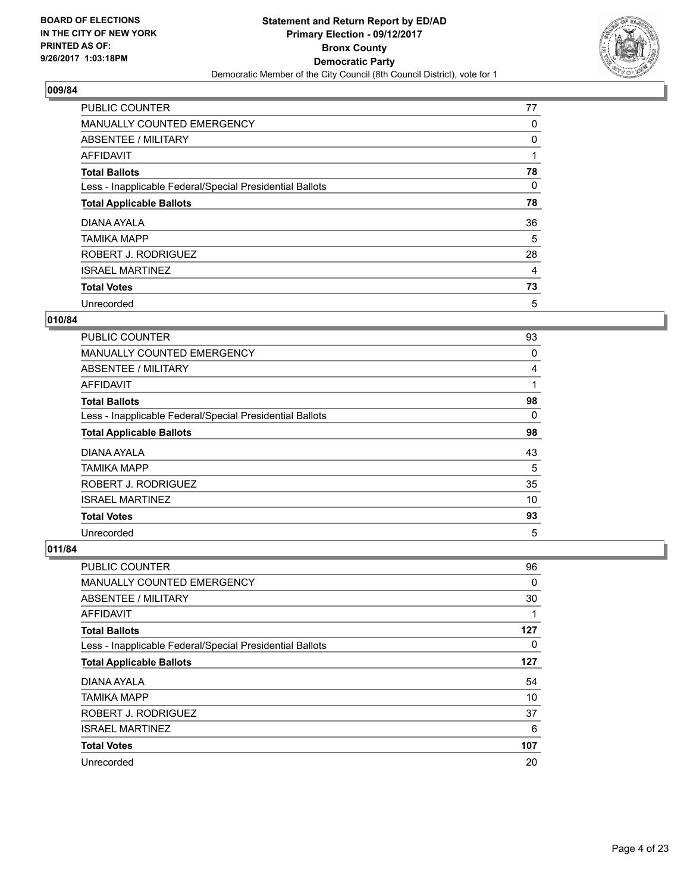BOARD OF ELECTIONS
IN THE CITY OF NEW YORK
PRINTED AS OF:
9/26/2017 1:03:18PM

**Statement and Return Report by ED/AD**
**Primary Election - 09/12/2017**
**Bronx County**
**Democratic Party**
Democratic Member of the City Council (8th Council District), vote for 1

### 009/84

| | |
|---|---|
| PUBLIC COUNTER | 77 |
| MANUALLY COUNTED EMERGENCY | 0 |
| ABSENTEE / MILITARY | 0 |
| AFFIDAVIT | 1 |
| **Total Ballots** | **78** |
| Less - Inapplicable Federal/Special Presidential Ballots | 0 |
| **Total Applicable Ballots** | **78** |
| DIANA AYALA | 36 |
| TAMIKA MAPP | 5 |
| ROBERT J. RODRIGUEZ | 28 |
| ISRAEL MARTINEZ | 4 |
| **Total Votes** | **73** |
| Unrecorded | 5 |

### 010/84

| | |
|---|---|
| PUBLIC COUNTER | 93 |
| MANUALLY COUNTED EMERGENCY | 0 |
| ABSENTEE / MILITARY | 4 |
| AFFIDAVIT | 1 |
| **Total Ballots** | **98** |
| Less - Inapplicable Federal/Special Presidential Ballots | 0 |
| **Total Applicable Ballots** | **98** |
| DIANA AYALA | 43 |
| TAMIKA MAPP | 5 |
| ROBERT J. RODRIGUEZ | 35 |
| ISRAEL MARTINEZ | 10 |
| **Total Votes** | **93** |
| Unrecorded | 5 |

### 011/84

| | |
|---|---|
| PUBLIC COUNTER | 96 |
| MANUALLY COUNTED EMERGENCY | 0 |
| ABSENTEE / MILITARY | 30 |
| AFFIDAVIT | 1 |
| **Total Ballots** | **127** |
| Less - Inapplicable Federal/Special Presidential Ballots | 0 |
| **Total Applicable Ballots** | **127** |
| DIANA AYALA | 54 |
| TAMIKA MAPP | 10 |
| ROBERT J. RODRIGUEZ | 37 |
| ISRAEL MARTINEZ | 6 |
| **Total Votes** | **107** |
| Unrecorded | 20 |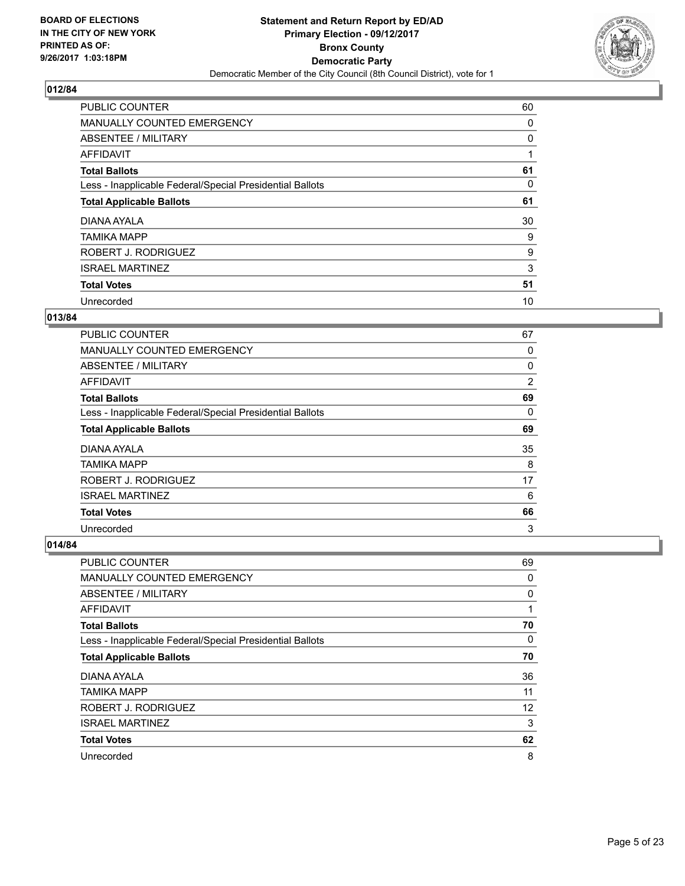**BOARD OF ELECTIONS IN THE CITY OF NEW YORK PRINTED AS OF: 9/26/2017 1:03:18PM**

**Statement and Return Report by ED/AD**
**Primary Election - 09/12/2017**
**Bronx County**
**Democratic Party**
Democratic Member of the City Council (8th Council District), vote for 1

### 012/84

| | |
|---|---|
| PUBLIC COUNTER | 60 |
| MANUALLY COUNTED EMERGENCY | 0 |
| ABSENTEE / MILITARY | 0 |
| AFFIDAVIT | 1 |
| **Total Ballots** | **61** |
| Less - Inapplicable Federal/Special Presidential Ballots | 0 |
| **Total Applicable Ballots** | **61** |
| DIANA AYALA | 30 |
| TAMIKA MAPP | 9 |
| ROBERT J. RODRIGUEZ | 9 |
| ISRAEL MARTINEZ | 3 |
| **Total Votes** | **51** |
| Unrecorded | 10 |

### 013/84

| | |
|---|---|
| PUBLIC COUNTER | 67 |
| MANUALLY COUNTED EMERGENCY | 0 |
| ABSENTEE / MILITARY | 0 |
| AFFIDAVIT | 2 |
| **Total Ballots** | **69** |
| Less - Inapplicable Federal/Special Presidential Ballots | 0 |
| **Total Applicable Ballots** | **69** |
| DIANA AYALA | 35 |
| TAMIKA MAPP | 8 |
| ROBERT J. RODRIGUEZ | 17 |
| ISRAEL MARTINEZ | 6 |
| **Total Votes** | **66** |
| Unrecorded | 3 |

### 014/84

| | |
|---|---|
| PUBLIC COUNTER | 69 |
| MANUALLY COUNTED EMERGENCY | 0 |
| ABSENTEE / MILITARY | 0 |
| AFFIDAVIT | 1 |
| **Total Ballots** | **70** |
| Less - Inapplicable Federal/Special Presidential Ballots | 0 |
| **Total Applicable Ballots** | **70** |
| DIANA AYALA | 36 |
| TAMIKA MAPP | 11 |
| ROBERT J. RODRIGUEZ | 12 |
| ISRAEL MARTINEZ | 3 |
| **Total Votes** | **62** |
| Unrecorded | 8 |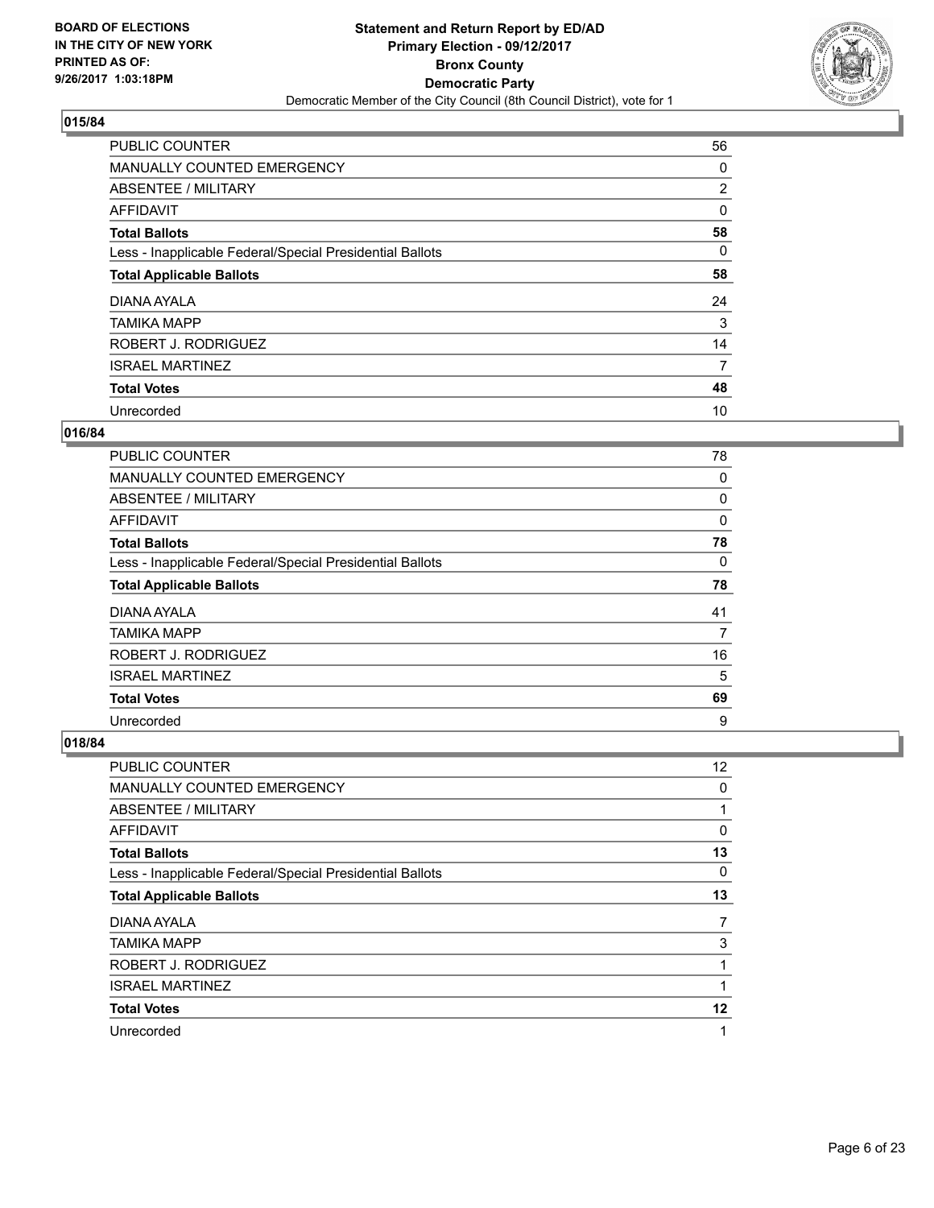**BOARD OF ELECTIONS IN THE CITY OF NEW YORK PRINTED AS OF: 9/26/2017 1:03:18PM**

**Statement and Return Report by ED/AD Primary Election - 09/12/2017 Bronx County Democratic Party**

Democratic Member of the City Council (8th Council District), vote for 1

### 015/84

| | |
|---|---|
| PUBLIC COUNTER | 56 |
| MANUALLY COUNTED EMERGENCY | 0 |
| ABSENTEE / MILITARY | 2 |
| AFFIDAVIT | 0 |
| **Total Ballots** | **58** |
| Less - Inapplicable Federal/Special Presidential Ballots | 0 |
| **Total Applicable Ballots** | **58** |
| DIANA AYALA | 24 |
| TAMIKA MAPP | 3 |
| ROBERT J. RODRIGUEZ | 14 |
| ISRAEL MARTINEZ | 7 |
| **Total Votes** | **48** |
| Unrecorded | 10 |

### 016/84

| | |
|---|---|
| PUBLIC COUNTER | 78 |
| MANUALLY COUNTED EMERGENCY | 0 |
| ABSENTEE / MILITARY | 0 |
| AFFIDAVIT | 0 |
| **Total Ballots** | **78** |
| Less - Inapplicable Federal/Special Presidential Ballots | 0 |
| **Total Applicable Ballots** | **78** |
| DIANA AYALA | 41 |
| TAMIKA MAPP | 7 |
| ROBERT J. RODRIGUEZ | 16 |
| ISRAEL MARTINEZ | 5 |
| **Total Votes** | **69** |
| Unrecorded | 9 |

### 018/84

| | |
|---|---|
| PUBLIC COUNTER | 12 |
| MANUALLY COUNTED EMERGENCY | 0 |
| ABSENTEE / MILITARY | 1 |
| AFFIDAVIT | 0 |
| **Total Ballots** | **13** |
| Less - Inapplicable Federal/Special Presidential Ballots | 0 |
| **Total Applicable Ballots** | **13** |
| DIANA AYALA | 7 |
| TAMIKA MAPP | 3 |
| ROBERT J. RODRIGUEZ | 1 |
| ISRAEL MARTINEZ | 1 |
| **Total Votes** | **12** |
| Unrecorded | 1 |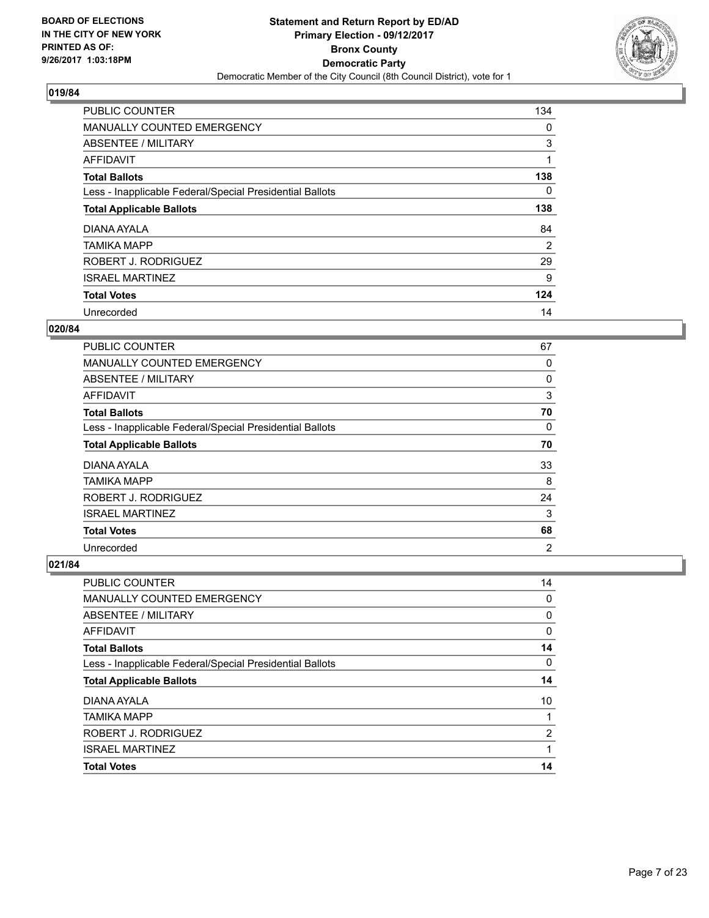BOARD OF ELECTIONS
IN THE CITY OF NEW YORK
PRINTED AS OF:
9/26/2017 1:03:18PM

**Statement and Return Report by ED/AD**
**Primary Election - 09/12/2017**
**Bronx County**
**Democratic Party**
Democratic Member of the City Council (8th Council District), vote for 1

## 019/84

| | |
|---|---|
| PUBLIC COUNTER | 134 |
| MANUALLY COUNTED EMERGENCY | 0 |
| ABSENTEE / MILITARY | 3 |
| AFFIDAVIT | 1 |
| **Total Ballots** | **138** |
| Less - Inapplicable Federal/Special Presidential Ballots | 0 |
| **Total Applicable Ballots** | **138** |
| DIANA AYALA | 84 |
| TAMIKA MAPP | 2 |
| ROBERT J. RODRIGUEZ | 29 |
| ISRAEL MARTINEZ | 9 |
| **Total Votes** | **124** |
| Unrecorded | 14 |

## 020/84

| | |
|---|---|
| PUBLIC COUNTER | 67 |
| MANUALLY COUNTED EMERGENCY | 0 |
| ABSENTEE / MILITARY | 0 |
| AFFIDAVIT | 3 |
| **Total Ballots** | **70** |
| Less - Inapplicable Federal/Special Presidential Ballots | 0 |
| **Total Applicable Ballots** | **70** |
| DIANA AYALA | 33 |
| TAMIKA MAPP | 8 |
| ROBERT J. RODRIGUEZ | 24 |
| ISRAEL MARTINEZ | 3 |
| **Total Votes** | **68** |
| Unrecorded | 2 |

## 021/84

| | |
|---|---|
| PUBLIC COUNTER | 14 |
| MANUALLY COUNTED EMERGENCY | 0 |
| ABSENTEE / MILITARY | 0 |
| AFFIDAVIT | 0 |
| **Total Ballots** | **14** |
| Less - Inapplicable Federal/Special Presidential Ballots | 0 |
| **Total Applicable Ballots** | **14** |
| DIANA AYALA | 10 |
| TAMIKA MAPP | 1 |
| ROBERT J. RODRIGUEZ | 2 |
| ISRAEL MARTINEZ | 1 |
| **Total Votes** | **14** |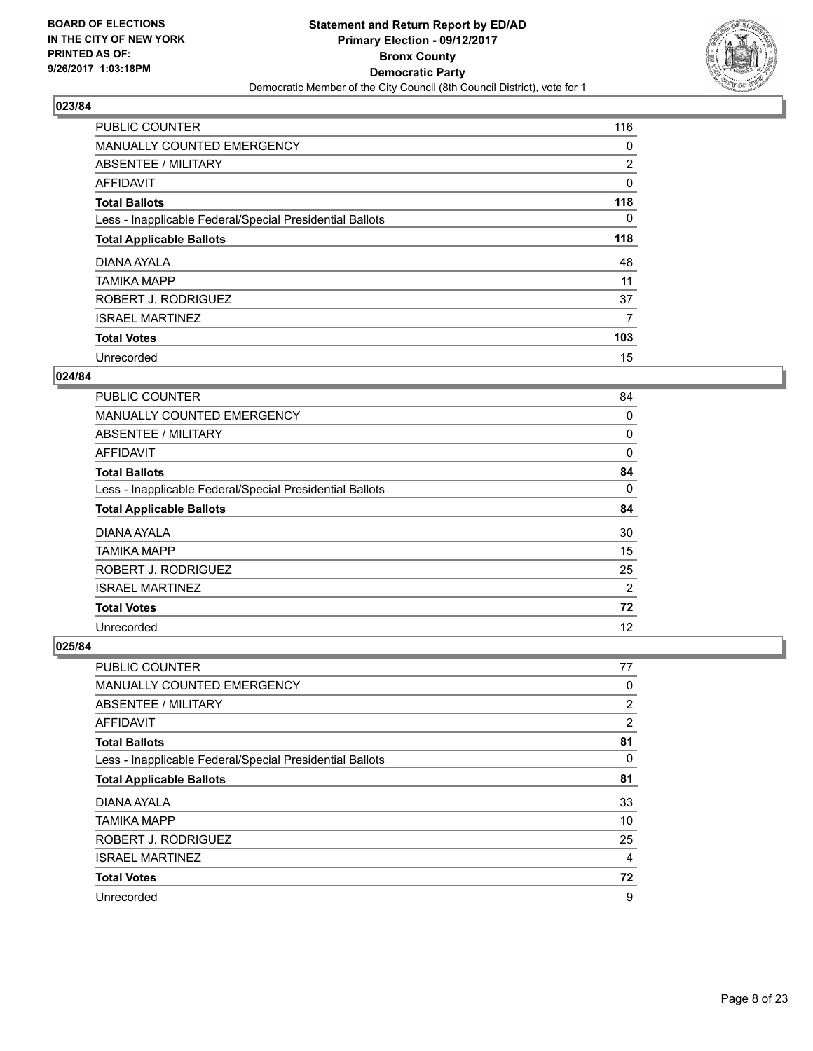## 023/84

| | |
|---|---|
| PUBLIC COUNTER | 116 |
| MANUALLY COUNTED EMERGENCY | 0 |
| ABSENTEE / MILITARY | 2 |
| AFFIDAVIT | 0 |
| **Total Ballots** | **118** |
| Less - Inapplicable Federal/Special Presidential Ballots | 0 |
| **Total Applicable Ballots** | **118** |
| DIANA AYALA | 48 |
| TAMIKA MAPP | 11 |
| ROBERT J. RODRIGUEZ | 37 |
| ISRAEL MARTINEZ | 7 |
| **Total Votes** | **103** |
| Unrecorded | 15 |

## 024/84

| | |
|---|---|
| PUBLIC COUNTER | 84 |
| MANUALLY COUNTED EMERGENCY | 0 |
| ABSENTEE / MILITARY | 0 |
| AFFIDAVIT | 0 |
| **Total Ballots** | **84** |
| Less - Inapplicable Federal/Special Presidential Ballots | 0 |
| **Total Applicable Ballots** | **84** |
| DIANA AYALA | 30 |
| TAMIKA MAPP | 15 |
| ROBERT J. RODRIGUEZ | 25 |
| ISRAEL MARTINEZ | 2 |
| **Total Votes** | **72** |
| Unrecorded | 12 |

## 025/84

| | |
|---|---|
| PUBLIC COUNTER | 77 |
| MANUALLY COUNTED EMERGENCY | 0 |
| ABSENTEE / MILITARY | 2 |
| AFFIDAVIT | 2 |
| **Total Ballots** | **81** |
| Less - Inapplicable Federal/Special Presidential Ballots | 0 |
| **Total Applicable Ballots** | **81** |
| DIANA AYALA | 33 |
| TAMIKA MAPP | 10 |
| ROBERT J. RODRIGUEZ | 25 |
| ISRAEL MARTINEZ | 4 |
| **Total Votes** | **72** |
| Unrecorded | 9 |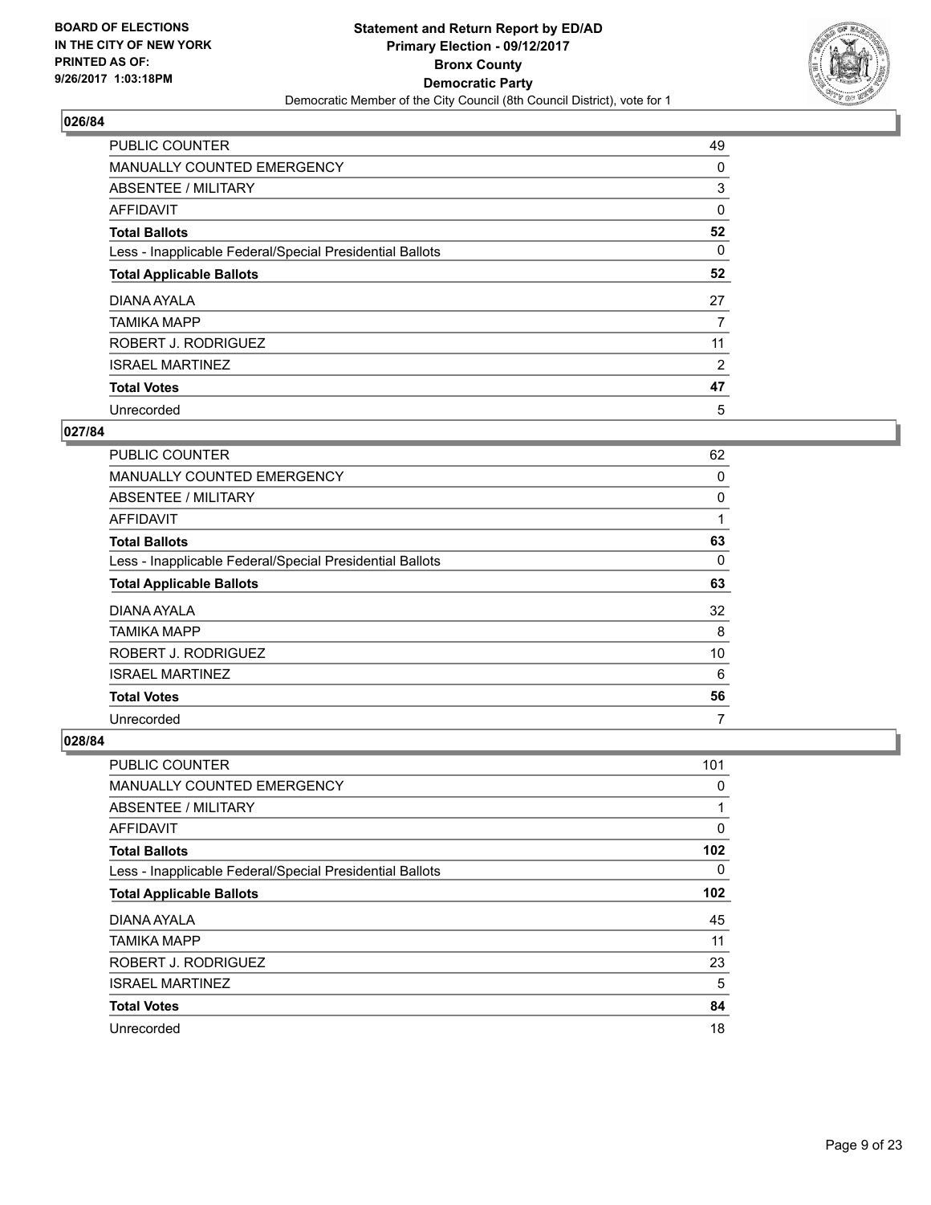**BOARD OF ELECTIONS IN THE CITY OF NEW YORK PRINTED AS OF: 9/26/2017 1:03:18PM**

**Statement and Return Report by ED/AD**
**Primary Election - 09/12/2017**
**Bronx County**
**Democratic Party**
Democratic Member of the City Council (8th Council District), vote for 1

### 026/84

| | |
|---|---|
| PUBLIC COUNTER | 49 |
| MANUALLY COUNTED EMERGENCY | 0 |
| ABSENTEE / MILITARY | 3 |
| AFFIDAVIT | 0 |
| **Total Ballots** | **52** |
| Less - Inapplicable Federal/Special Presidential Ballots | 0 |
| **Total Applicable Ballots** | **52** |
| DIANA AYALA | 27 |
| TAMIKA MAPP | 7 |
| ROBERT J. RODRIGUEZ | 11 |
| ISRAEL MARTINEZ | 2 |
| **Total Votes** | **47** |
| Unrecorded | 5 |

### 027/84

| | |
|---|---|
| PUBLIC COUNTER | 62 |
| MANUALLY COUNTED EMERGENCY | 0 |
| ABSENTEE / MILITARY | 0 |
| AFFIDAVIT | 1 |
| **Total Ballots** | **63** |
| Less - Inapplicable Federal/Special Presidential Ballots | 0 |
| **Total Applicable Ballots** | **63** |
| DIANA AYALA | 32 |
| TAMIKA MAPP | 8 |
| ROBERT J. RODRIGUEZ | 10 |
| ISRAEL MARTINEZ | 6 |
| **Total Votes** | **56** |
| Unrecorded | 7 |

### 028/84

| | |
|---|---|
| PUBLIC COUNTER | 101 |
| MANUALLY COUNTED EMERGENCY | 0 |
| ABSENTEE / MILITARY | 1 |
| AFFIDAVIT | 0 |
| **Total Ballots** | **102** |
| Less - Inapplicable Federal/Special Presidential Ballots | 0 |
| **Total Applicable Ballots** | **102** |
| DIANA AYALA | 45 |
| TAMIKA MAPP | 11 |
| ROBERT J. RODRIGUEZ | 23 |
| ISRAEL MARTINEZ | 5 |
| **Total Votes** | **84** |
| Unrecorded | 18 |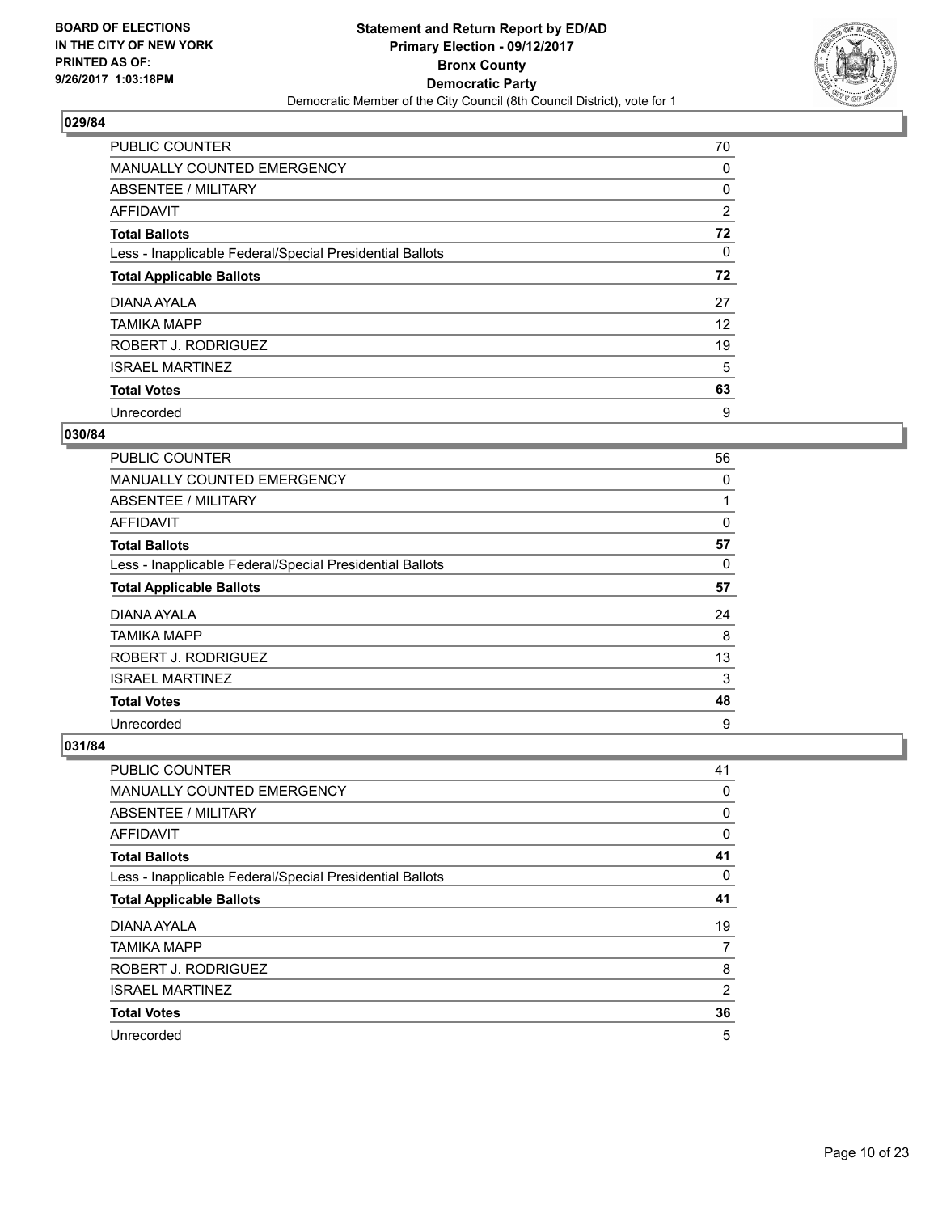BOARD OF ELECTIONS
IN THE CITY OF NEW YORK
PRINTED AS OF:
9/26/2017 1:03:18PM

**Statement and Return Report by ED/AD**
**Primary Election - 09/12/2017**
**Bronx County**
**Democratic Party**
Democratic Member of the City Council (8th Council District), vote for 1

### 029/84

| | |
|---|---|
| PUBLIC COUNTER | 70 |
| MANUALLY COUNTED EMERGENCY | 0 |
| ABSENTEE / MILITARY | 0 |
| AFFIDAVIT | 2 |
| **Total Ballots** | **72** |
| Less - Inapplicable Federal/Special Presidential Ballots | 0 |
| **Total Applicable Ballots** | **72** |
| DIANA AYALA | 27 |
| TAMIKA MAPP | 12 |
| ROBERT J. RODRIGUEZ | 19 |
| ISRAEL MARTINEZ | 5 |
| **Total Votes** | **63** |
| Unrecorded | 9 |

### 030/84

| | |
|---|---|
| PUBLIC COUNTER | 56 |
| MANUALLY COUNTED EMERGENCY | 0 |
| ABSENTEE / MILITARY | 1 |
| AFFIDAVIT | 0 |
| **Total Ballots** | **57** |
| Less - Inapplicable Federal/Special Presidential Ballots | 0 |
| **Total Applicable Ballots** | **57** |
| DIANA AYALA | 24 |
| TAMIKA MAPP | 8 |
| ROBERT J. RODRIGUEZ | 13 |
| ISRAEL MARTINEZ | 3 |
| **Total Votes** | **48** |
| Unrecorded | 9 |

### 031/84

| | |
|---|---|
| PUBLIC COUNTER | 41 |
| MANUALLY COUNTED EMERGENCY | 0 |
| ABSENTEE / MILITARY | 0 |
| AFFIDAVIT | 0 |
| **Total Ballots** | **41** |
| Less - Inapplicable Federal/Special Presidential Ballots | 0 |
| **Total Applicable Ballots** | **41** |
| DIANA AYALA | 19 |
| TAMIKA MAPP | 7 |
| ROBERT J. RODRIGUEZ | 8 |
| ISRAEL MARTINEZ | 2 |
| **Total Votes** | **36** |
| Unrecorded | 5 |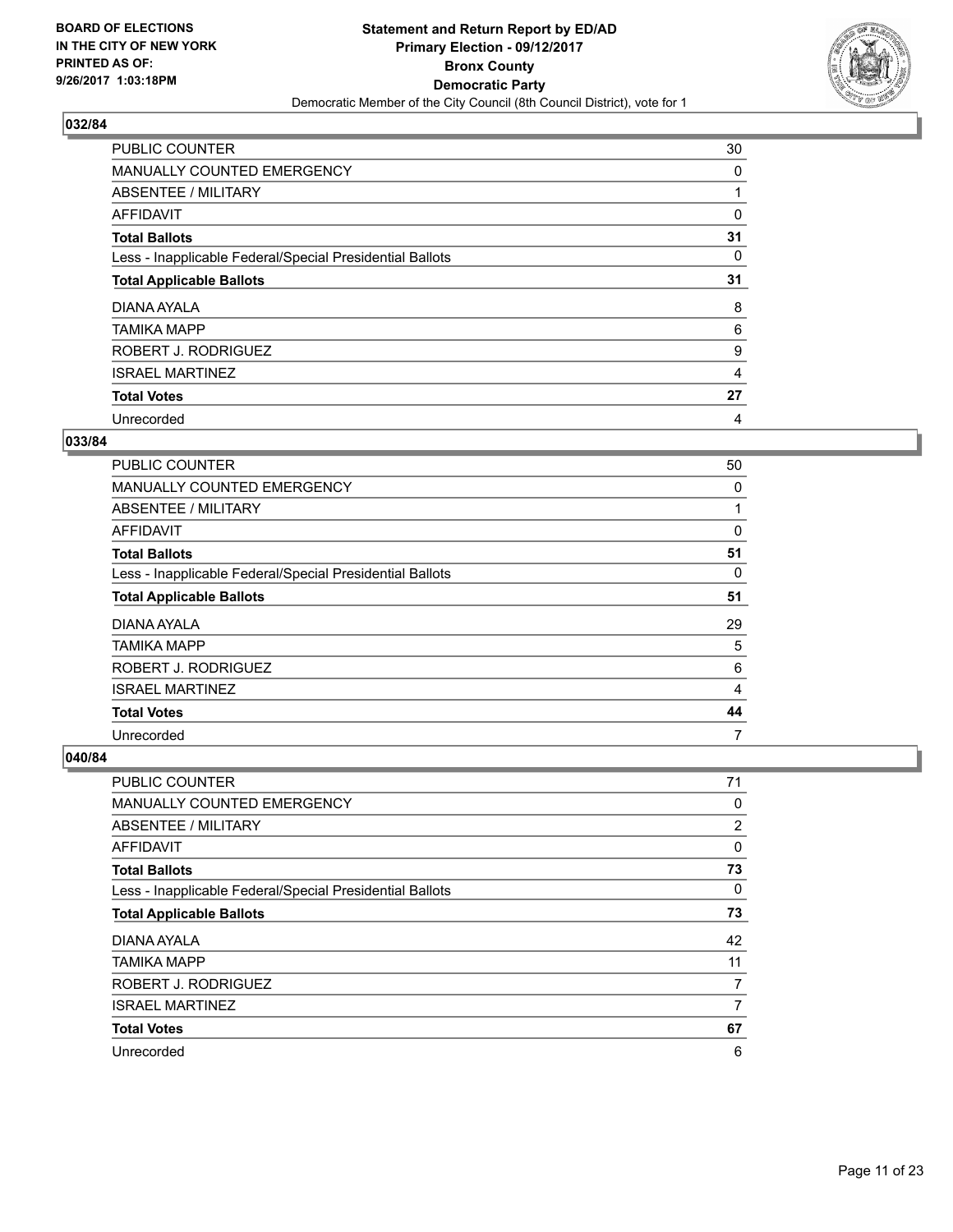BOARD OF ELECTIONS
IN THE CITY OF NEW YORK
PRINTED AS OF:
9/26/2017 1:03:18PM

**Statement and Return Report by ED/AD**
**Primary Election - 09/12/2017**
**Bronx County**
**Democratic Party**
Democratic Member of the City Council (8th Council District), vote for 1

### 032/84

| | |
|---|---|
| PUBLIC COUNTER | 30 |
| MANUALLY COUNTED EMERGENCY | 0 |
| ABSENTEE / MILITARY | 1 |
| AFFIDAVIT | 0 |
| **Total Ballots** | **31** |
| Less - Inapplicable Federal/Special Presidential Ballots | 0 |
| **Total Applicable Ballots** | **31** |
| DIANA AYALA | 8 |
| TAMIKA MAPP | 6 |
| ROBERT J. RODRIGUEZ | 9 |
| ISRAEL MARTINEZ | 4 |
| **Total Votes** | **27** |
| Unrecorded | 4 |

### 033/84

| | |
|---|---|
| PUBLIC COUNTER | 50 |
| MANUALLY COUNTED EMERGENCY | 0 |
| ABSENTEE / MILITARY | 1 |
| AFFIDAVIT | 0 |
| **Total Ballots** | **51** |
| Less - Inapplicable Federal/Special Presidential Ballots | 0 |
| **Total Applicable Ballots** | **51** |
| DIANA AYALA | 29 |
| TAMIKA MAPP | 5 |
| ROBERT J. RODRIGUEZ | 6 |
| ISRAEL MARTINEZ | 4 |
| **Total Votes** | **44** |
| Unrecorded | 7 |

### 040/84

| | |
|---|---|
| PUBLIC COUNTER | 71 |
| MANUALLY COUNTED EMERGENCY | 0 |
| ABSENTEE / MILITARY | 2 |
| AFFIDAVIT | 0 |
| **Total Ballots** | **73** |
| Less - Inapplicable Federal/Special Presidential Ballots | 0 |
| **Total Applicable Ballots** | **73** |
| DIANA AYALA | 42 |
| TAMIKA MAPP | 11 |
| ROBERT J. RODRIGUEZ | 7 |
| ISRAEL MARTINEZ | 7 |
| **Total Votes** | **67** |
| Unrecorded | 6 |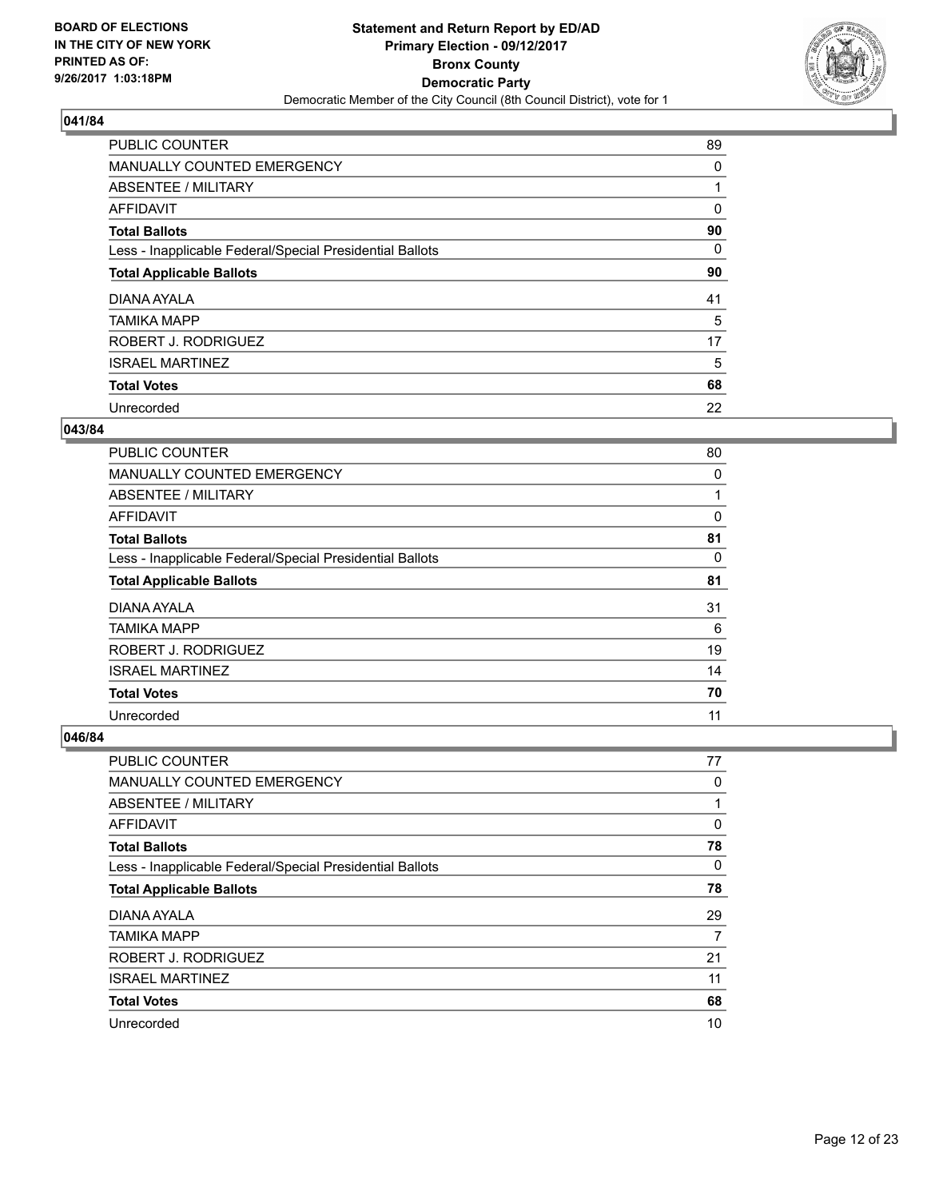BOARD OF ELECTIONS
IN THE CITY OF NEW YORK
PRINTED AS OF:
9/26/2017 1:03:18PM

**Statement and Return Report by ED/AD**
**Primary Election - 09/12/2017**
**Bronx County**
**Democratic Party**
Democratic Member of the City Council (8th Council District), vote for 1

## 041/84

| | |
|---|---|
| PUBLIC COUNTER | 89 |
| MANUALLY COUNTED EMERGENCY | 0 |
| ABSENTEE / MILITARY | 1 |
| AFFIDAVIT | 0 |
| **Total Ballots** | **90** |
| Less - Inapplicable Federal/Special Presidential Ballots | 0 |
| **Total Applicable Ballots** | **90** |
| DIANA AYALA | 41 |
| TAMIKA MAPP | 5 |
| ROBERT J. RODRIGUEZ | 17 |
| ISRAEL MARTINEZ | 5 |
| **Total Votes** | **68** |
| Unrecorded | 22 |

## 043/84

| | |
|---|---|
| PUBLIC COUNTER | 80 |
| MANUALLY COUNTED EMERGENCY | 0 |
| ABSENTEE / MILITARY | 1 |
| AFFIDAVIT | 0 |
| **Total Ballots** | **81** |
| Less - Inapplicable Federal/Special Presidential Ballots | 0 |
| **Total Applicable Ballots** | **81** |
| DIANA AYALA | 31 |
| TAMIKA MAPP | 6 |
| ROBERT J. RODRIGUEZ | 19 |
| ISRAEL MARTINEZ | 14 |
| **Total Votes** | **70** |
| Unrecorded | 11 |

## 046/84

| | |
|---|---|
| PUBLIC COUNTER | 77 |
| MANUALLY COUNTED EMERGENCY | 0 |
| ABSENTEE / MILITARY | 1 |
| AFFIDAVIT | 0 |
| **Total Ballots** | **78** |
| Less - Inapplicable Federal/Special Presidential Ballots | 0 |
| **Total Applicable Ballots** | **78** |
| DIANA AYALA | 29 |
| TAMIKA MAPP | 7 |
| ROBERT J. RODRIGUEZ | 21 |
| ISRAEL MARTINEZ | 11 |
| **Total Votes** | **68** |
| Unrecorded | 10 |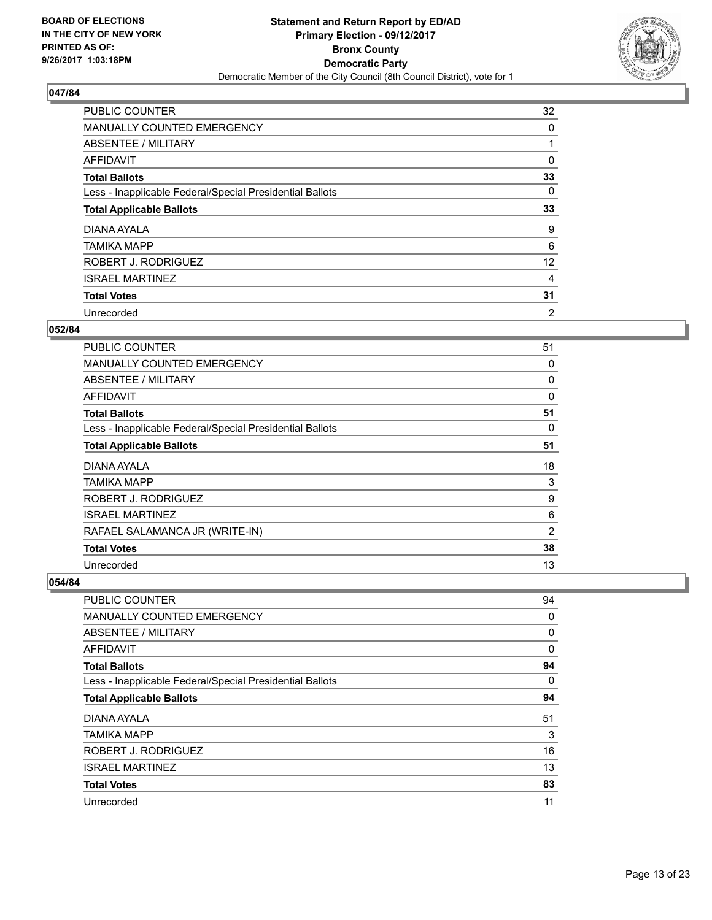**BOARD OF ELECTIONS IN THE CITY OF NEW YORK PRINTED AS OF: 9/26/2017 1:03:18PM**

**Statement and Return Report by ED/AD Primary Election - 09/12/2017 Bronx County Democratic Party**

Democratic Member of the City Council (8th Council District), vote for 1

### 047/84

| | |
|---|---|
| PUBLIC COUNTER | 32 |
| MANUALLY COUNTED EMERGENCY | 0 |
| ABSENTEE / MILITARY | 1 |
| AFFIDAVIT | 0 |
| **Total Ballots** | **33** |
| Less - Inapplicable Federal/Special Presidential Ballots | 0 |
| **Total Applicable Ballots** | **33** |
| DIANA AYALA | 9 |
| TAMIKA MAPP | 6 |
| ROBERT J. RODRIGUEZ | 12 |
| ISRAEL MARTINEZ | 4 |
| **Total Votes** | **31** |
| Unrecorded | 2 |

### 052/84

| | |
|---|---|
| PUBLIC COUNTER | 51 |
| MANUALLY COUNTED EMERGENCY | 0 |
| ABSENTEE / MILITARY | 0 |
| AFFIDAVIT | 0 |
| **Total Ballots** | **51** |
| Less - Inapplicable Federal/Special Presidential Ballots | 0 |
| **Total Applicable Ballots** | **51** |
| DIANA AYALA | 18 |
| TAMIKA MAPP | 3 |
| ROBERT J. RODRIGUEZ | 9 |
| ISRAEL MARTINEZ | 6 |
| RAFAEL SALAMANCA JR (WRITE-IN) | 2 |
| **Total Votes** | **38** |
| Unrecorded | 13 |

### 054/84

| | |
|---|---|
| PUBLIC COUNTER | 94 |
| MANUALLY COUNTED EMERGENCY | 0 |
| ABSENTEE / MILITARY | 0 |
| AFFIDAVIT | 0 |
| **Total Ballots** | **94** |
| Less - Inapplicable Federal/Special Presidential Ballots | 0 |
| **Total Applicable Ballots** | **94** |
| DIANA AYALA | 51 |
| TAMIKA MAPP | 3 |
| ROBERT J. RODRIGUEZ | 16 |
| ISRAEL MARTINEZ | 13 |
| **Total Votes** | **83** |
| Unrecorded | 11 |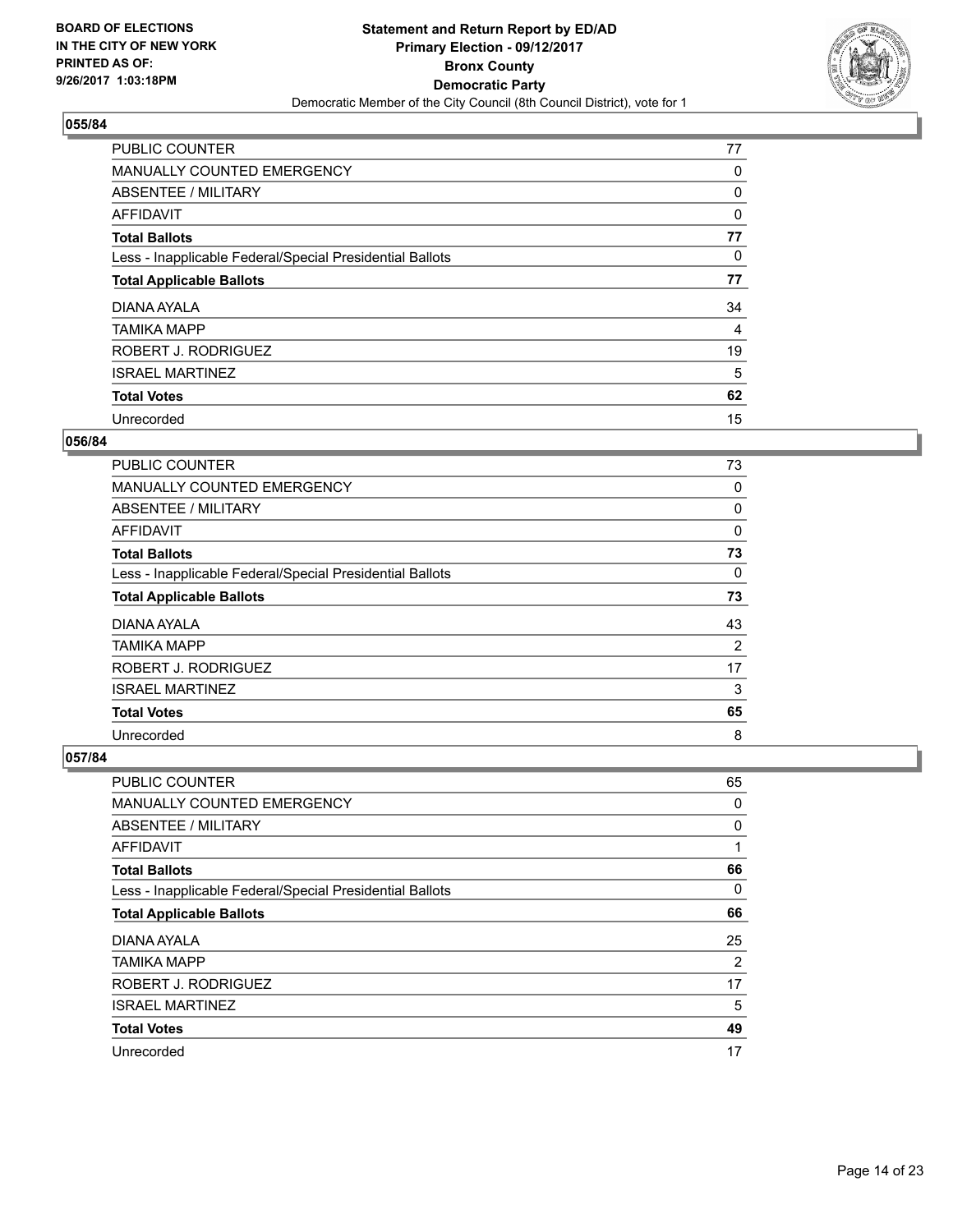**BOARD OF ELECTIONS IN THE CITY OF NEW YORK PRINTED AS OF: 9/26/2017 1:03:18PM**

**Statement and Return Report by ED/AD Primary Election - 09/12/2017 Bronx County Democratic Party**

Democratic Member of the City Council (8th Council District), vote for 1

### 055/84

| | |
|---|---|
| PUBLIC COUNTER | 77 |
| MANUALLY COUNTED EMERGENCY | 0 |
| ABSENTEE / MILITARY | 0 |
| AFFIDAVIT | 0 |
| **Total Ballots** | **77** |
| Less - Inapplicable Federal/Special Presidential Ballots | 0 |
| **Total Applicable Ballots** | **77** |
| DIANA AYALA | 34 |
| TAMIKA MAPP | 4 |
| ROBERT J. RODRIGUEZ | 19 |
| ISRAEL MARTINEZ | 5 |
| **Total Votes** | **62** |
| Unrecorded | 15 |

### 056/84

| | |
|---|---|
| PUBLIC COUNTER | 73 |
| MANUALLY COUNTED EMERGENCY | 0 |
| ABSENTEE / MILITARY | 0 |
| AFFIDAVIT | 0 |
| **Total Ballots** | **73** |
| Less - Inapplicable Federal/Special Presidential Ballots | 0 |
| **Total Applicable Ballots** | **73** |
| DIANA AYALA | 43 |
| TAMIKA MAPP | 2 |
| ROBERT J. RODRIGUEZ | 17 |
| ISRAEL MARTINEZ | 3 |
| **Total Votes** | **65** |
| Unrecorded | 8 |

### 057/84

| | |
|---|---|
| PUBLIC COUNTER | 65 |
| MANUALLY COUNTED EMERGENCY | 0 |
| ABSENTEE / MILITARY | 0 |
| AFFIDAVIT | 1 |
| **Total Ballots** | **66** |
| Less - Inapplicable Federal/Special Presidential Ballots | 0 |
| **Total Applicable Ballots** | **66** |
| DIANA AYALA | 25 |
| TAMIKA MAPP | 2 |
| ROBERT J. RODRIGUEZ | 17 |
| ISRAEL MARTINEZ | 5 |
| **Total Votes** | **49** |
| Unrecorded | 17 |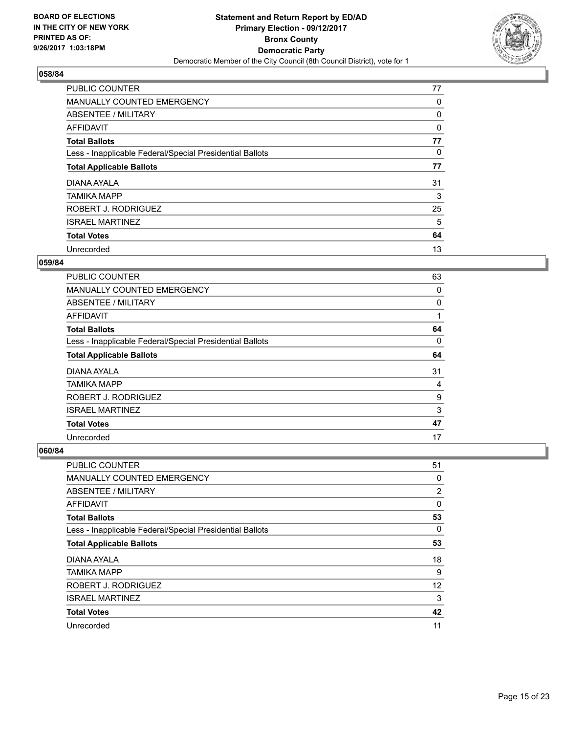**BOARD OF ELECTIONS IN THE CITY OF NEW YORK PRINTED AS OF: 9/26/2017 1:03:18PM**

**Statement and Return Report by ED/AD Primary Election - 09/12/2017 Bronx County Democratic Party**

Democratic Member of the City Council (8th Council District), vote for 1

### 058/84

| | |
|---|---|
| PUBLIC COUNTER | 77 |
| MANUALLY COUNTED EMERGENCY | 0 |
| ABSENTEE / MILITARY | 0 |
| AFFIDAVIT | 0 |
| **Total Ballots** | **77** |
| Less - Inapplicable Federal/Special Presidential Ballots | 0 |
| **Total Applicable Ballots** | **77** |
| DIANA AYALA | 31 |
| TAMIKA MAPP | 3 |
| ROBERT J. RODRIGUEZ | 25 |
| ISRAEL MARTINEZ | 5 |
| **Total Votes** | **64** |
| Unrecorded | 13 |

### 059/84

| | |
|---|---|
| PUBLIC COUNTER | 63 |
| MANUALLY COUNTED EMERGENCY | 0 |
| ABSENTEE / MILITARY | 0 |
| AFFIDAVIT | 1 |
| **Total Ballots** | **64** |
| Less - Inapplicable Federal/Special Presidential Ballots | 0 |
| **Total Applicable Ballots** | **64** |
| DIANA AYALA | 31 |
| TAMIKA MAPP | 4 |
| ROBERT J. RODRIGUEZ | 9 |
| ISRAEL MARTINEZ | 3 |
| **Total Votes** | **47** |
| Unrecorded | 17 |

### 060/84

| | |
|---|---|
| PUBLIC COUNTER | 51 |
| MANUALLY COUNTED EMERGENCY | 0 |
| ABSENTEE / MILITARY | 2 |
| AFFIDAVIT | 0 |
| **Total Ballots** | **53** |
| Less - Inapplicable Federal/Special Presidential Ballots | 0 |
| **Total Applicable Ballots** | **53** |
| DIANA AYALA | 18 |
| TAMIKA MAPP | 9 |
| ROBERT J. RODRIGUEZ | 12 |
| ISRAEL MARTINEZ | 3 |
| **Total Votes** | **42** |
| Unrecorded | 11 |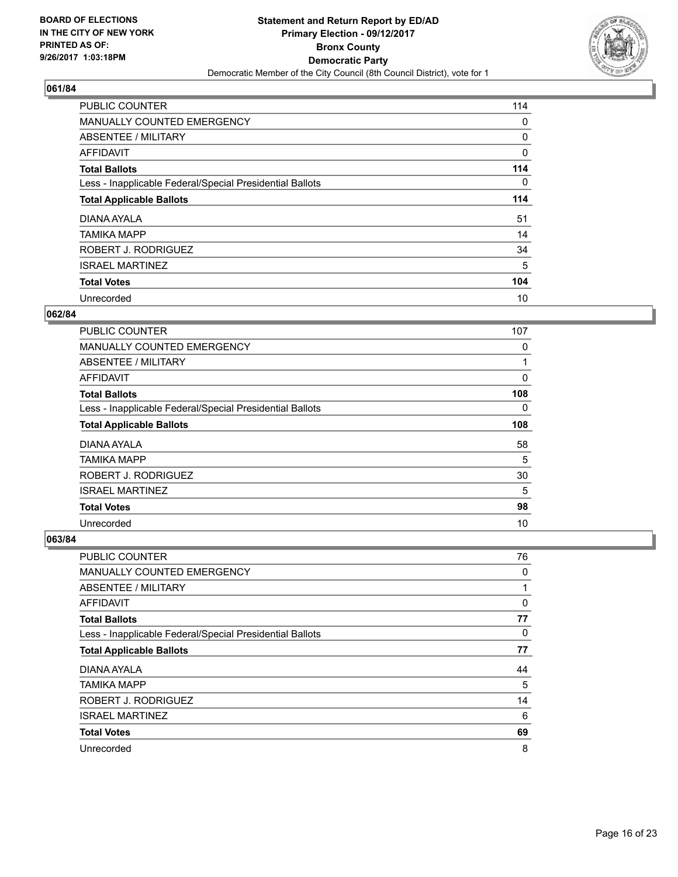BOARD OF ELECTIONS
IN THE CITY OF NEW YORK
PRINTED AS OF:
9/26/2017 1:03:18PM

**Statement and Return Report by ED/AD**
**Primary Election - 09/12/2017**
**Bronx County**
**Democratic Party**
Democratic Member of the City Council (8th Council District), vote for 1

### 061/84

| | |
|---|---|
| PUBLIC COUNTER | 114 |
| MANUALLY COUNTED EMERGENCY | 0 |
| ABSENTEE / MILITARY | 0 |
| AFFIDAVIT | 0 |
| **Total Ballots** | **114** |
| Less - Inapplicable Federal/Special Presidential Ballots | 0 |
| **Total Applicable Ballots** | **114** |
| DIANA AYALA | 51 |
| TAMIKA MAPP | 14 |
| ROBERT J. RODRIGUEZ | 34 |
| ISRAEL MARTINEZ | 5 |
| **Total Votes** | **104** |
| Unrecorded | 10 |

### 062/84

| | |
|---|---|
| PUBLIC COUNTER | 107 |
| MANUALLY COUNTED EMERGENCY | 0 |
| ABSENTEE / MILITARY | 1 |
| AFFIDAVIT | 0 |
| **Total Ballots** | **108** |
| Less - Inapplicable Federal/Special Presidential Ballots | 0 |
| **Total Applicable Ballots** | **108** |
| DIANA AYALA | 58 |
| TAMIKA MAPP | 5 |
| ROBERT J. RODRIGUEZ | 30 |
| ISRAEL MARTINEZ | 5 |
| **Total Votes** | **98** |
| Unrecorded | 10 |

### 063/84

| | |
|---|---|
| PUBLIC COUNTER | 76 |
| MANUALLY COUNTED EMERGENCY | 0 |
| ABSENTEE / MILITARY | 1 |
| AFFIDAVIT | 0 |
| **Total Ballots** | **77** |
| Less - Inapplicable Federal/Special Presidential Ballots | 0 |
| **Total Applicable Ballots** | **77** |
| DIANA AYALA | 44 |
| TAMIKA MAPP | 5 |
| ROBERT J. RODRIGUEZ | 14 |
| ISRAEL MARTINEZ | 6 |
| **Total Votes** | **69** |
| Unrecorded | 8 |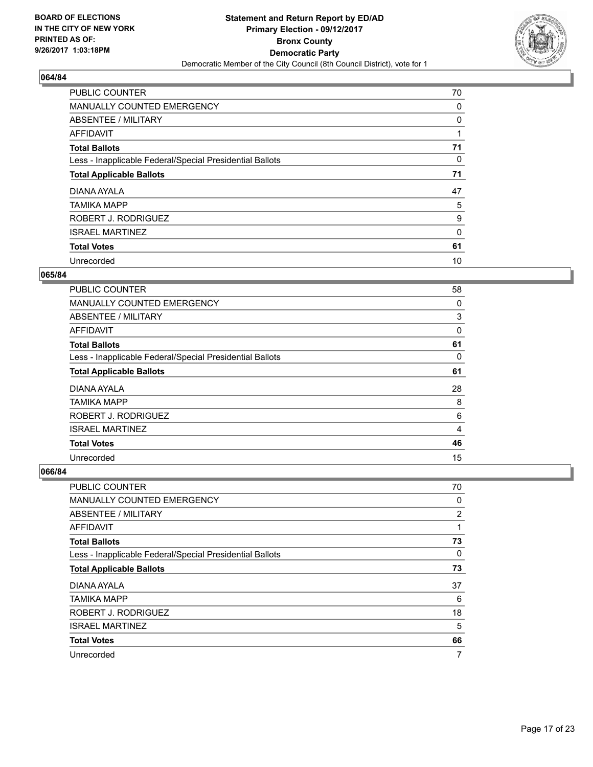BOARD OF ELECTIONS
IN THE CITY OF NEW YORK
PRINTED AS OF:
9/26/2017 1:03:18PM

**Statement and Return Report by ED/AD**
**Primary Election - 09/12/2017**
**Bronx County**
**Democratic Party**
Democratic Member of the City Council (8th Council District), vote for 1

### 064/84

| | |
|---|---|
| PUBLIC COUNTER | 70 |
| MANUALLY COUNTED EMERGENCY | 0 |
| ABSENTEE / MILITARY | 0 |
| AFFIDAVIT | 1 |
| **Total Ballots** | **71** |
| Less - Inapplicable Federal/Special Presidential Ballots | 0 |
| **Total Applicable Ballots** | **71** |
| DIANA AYALA | 47 |
| TAMIKA MAPP | 5 |
| ROBERT J. RODRIGUEZ | 9 |
| ISRAEL MARTINEZ | 0 |
| **Total Votes** | **61** |
| Unrecorded | 10 |

### 065/84

| | |
|---|---|
| PUBLIC COUNTER | 58 |
| MANUALLY COUNTED EMERGENCY | 0 |
| ABSENTEE / MILITARY | 3 |
| AFFIDAVIT | 0 |
| **Total Ballots** | **61** |
| Less - Inapplicable Federal/Special Presidential Ballots | 0 |
| **Total Applicable Ballots** | **61** |
| DIANA AYALA | 28 |
| TAMIKA MAPP | 8 |
| ROBERT J. RODRIGUEZ | 6 |
| ISRAEL MARTINEZ | 4 |
| **Total Votes** | **46** |
| Unrecorded | 15 |

### 066/84

| | |
|---|---|
| PUBLIC COUNTER | 70 |
| MANUALLY COUNTED EMERGENCY | 0 |
| ABSENTEE / MILITARY | 2 |
| AFFIDAVIT | 1 |
| **Total Ballots** | **73** |
| Less - Inapplicable Federal/Special Presidential Ballots | 0 |
| **Total Applicable Ballots** | **73** |
| DIANA AYALA | 37 |
| TAMIKA MAPP | 6 |
| ROBERT J. RODRIGUEZ | 18 |
| ISRAEL MARTINEZ | 5 |
| **Total Votes** | **66** |
| Unrecorded | 7 |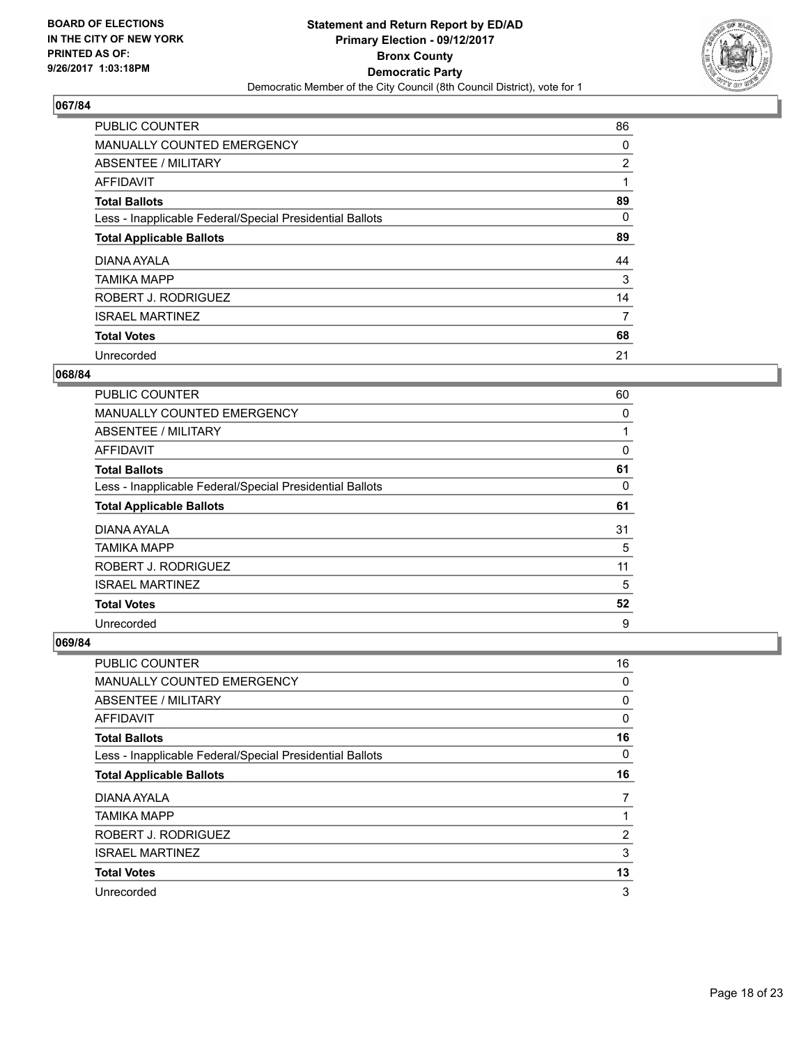BOARD OF ELECTIONS
IN THE CITY OF NEW YORK
PRINTED AS OF:
9/26/2017 1:03:18PM

**Statement and Return Report by ED/AD**
**Primary Election - 09/12/2017**
**Bronx County**
**Democratic Party**
Democratic Member of the City Council (8th Council District), vote for 1

**067/84**

| | |
|---|---|
| PUBLIC COUNTER | 86 |
| MANUALLY COUNTED EMERGENCY | 0 |
| ABSENTEE / MILITARY | 2 |
| AFFIDAVIT | 1 |
| **Total Ballots** | **89** |
| Less - Inapplicable Federal/Special Presidential Ballots | 0 |
| **Total Applicable Ballots** | **89** |
| DIANA AYALA | 44 |
| TAMIKA MAPP | 3 |
| ROBERT J. RODRIGUEZ | 14 |
| ISRAEL MARTINEZ | 7 |
| **Total Votes** | **68** |
| Unrecorded | 21 |

**068/84**

| | |
|---|---|
| PUBLIC COUNTER | 60 |
| MANUALLY COUNTED EMERGENCY | 0 |
| ABSENTEE / MILITARY | 1 |
| AFFIDAVIT | 0 |
| **Total Ballots** | **61** |
| Less - Inapplicable Federal/Special Presidential Ballots | 0 |
| **Total Applicable Ballots** | **61** |
| DIANA AYALA | 31 |
| TAMIKA MAPP | 5 |
| ROBERT J. RODRIGUEZ | 11 |
| ISRAEL MARTINEZ | 5 |
| **Total Votes** | **52** |
| Unrecorded | 9 |

**069/84**

| | |
|---|---|
| PUBLIC COUNTER | 16 |
| MANUALLY COUNTED EMERGENCY | 0 |
| ABSENTEE / MILITARY | 0 |
| AFFIDAVIT | 0 |
| **Total Ballots** | **16** |
| Less - Inapplicable Federal/Special Presidential Ballots | 0 |
| **Total Applicable Ballots** | **16** |
| DIANA AYALA | 7 |
| TAMIKA MAPP | 1 |
| ROBERT J. RODRIGUEZ | 2 |
| ISRAEL MARTINEZ | 3 |
| **Total Votes** | **13** |
| Unrecorded | 3 |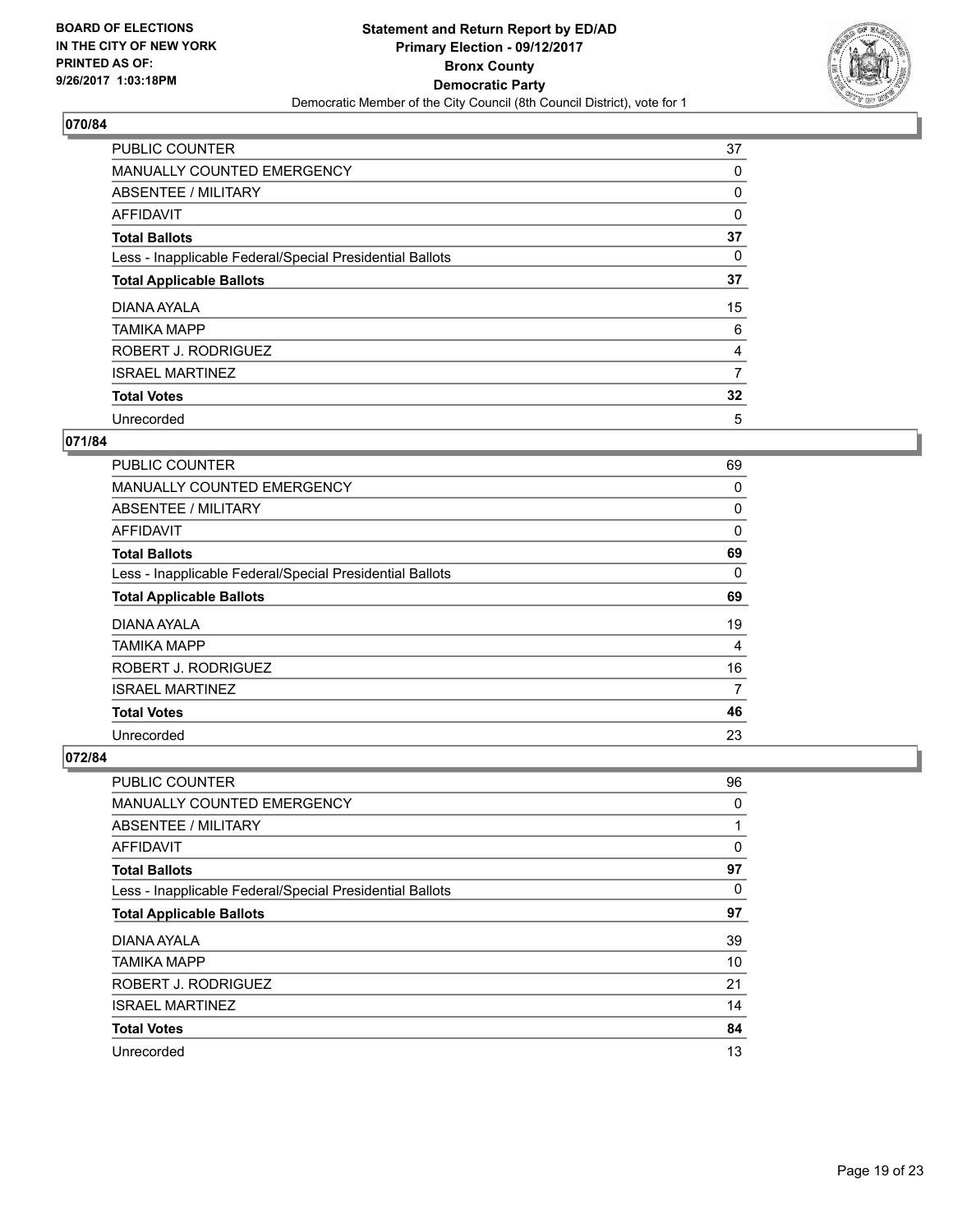**BOARD OF ELECTIONS IN THE CITY OF NEW YORK PRINTED AS OF: 9/26/2017 1:03:18PM**

**Statement and Return Report by ED/AD Primary Election - 09/12/2017 Bronx County Democratic Party**

Democratic Member of the City Council (8th Council District), vote for 1

**070/84**

| | |
|---|---|
| PUBLIC COUNTER | 37 |
| MANUALLY COUNTED EMERGENCY | 0 |
| ABSENTEE / MILITARY | 0 |
| AFFIDAVIT | 0 |
| **Total Ballots** | **37** |
| Less - Inapplicable Federal/Special Presidential Ballots | 0 |
| **Total Applicable Ballots** | **37** |
| DIANA AYALA | 15 |
| TAMIKA MAPP | 6 |
| ROBERT J. RODRIGUEZ | 4 |
| ISRAEL MARTINEZ | 7 |
| **Total Votes** | **32** |
| Unrecorded | 5 |

**071/84**

| | |
|---|---|
| PUBLIC COUNTER | 69 |
| MANUALLY COUNTED EMERGENCY | 0 |
| ABSENTEE / MILITARY | 0 |
| AFFIDAVIT | 0 |
| **Total Ballots** | **69** |
| Less - Inapplicable Federal/Special Presidential Ballots | 0 |
| **Total Applicable Ballots** | **69** |
| DIANA AYALA | 19 |
| TAMIKA MAPP | 4 |
| ROBERT J. RODRIGUEZ | 16 |
| ISRAEL MARTINEZ | 7 |
| **Total Votes** | **46** |
| Unrecorded | 23 |

**072/84**

| | |
|---|---|
| PUBLIC COUNTER | 96 |
| MANUALLY COUNTED EMERGENCY | 0 |
| ABSENTEE / MILITARY | 1 |
| AFFIDAVIT | 0 |
| **Total Ballots** | **97** |
| Less - Inapplicable Federal/Special Presidential Ballots | 0 |
| **Total Applicable Ballots** | **97** |
| DIANA AYALA | 39 |
| TAMIKA MAPP | 10 |
| ROBERT J. RODRIGUEZ | 21 |
| ISRAEL MARTINEZ | 14 |
| **Total Votes** | **84** |
| Unrecorded | 13 |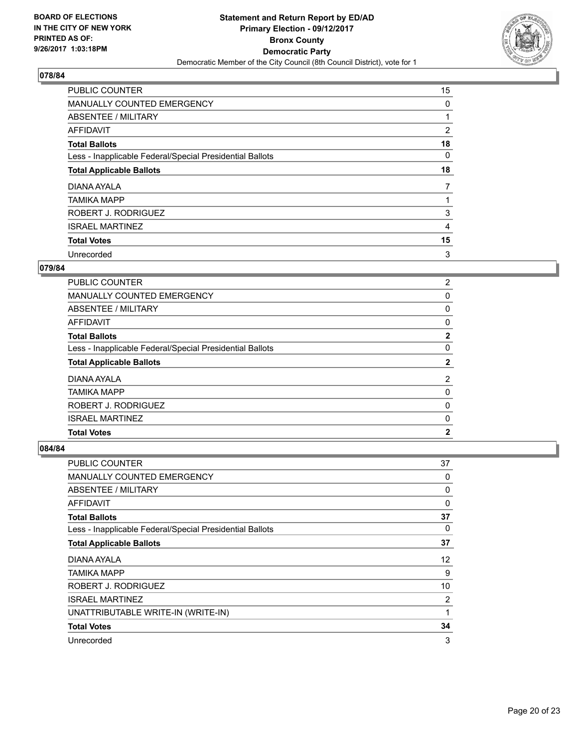BOARD OF ELECTIONS
IN THE CITY OF NEW YORK
PRINTED AS OF:
9/26/2017 1:03:18PM

**Statement and Return Report by ED/AD**
**Primary Election - 09/12/2017**
**Bronx County**
**Democratic Party**
Democratic Member of the City Council (8th Council District), vote for 1

### 078/84

| | |
|---|---|
| PUBLIC COUNTER | 15 |
| MANUALLY COUNTED EMERGENCY | 0 |
| ABSENTEE / MILITARY | 1 |
| AFFIDAVIT | 2 |
| **Total Ballots** | **18** |
| Less - Inapplicable Federal/Special Presidential Ballots | 0 |
| **Total Applicable Ballots** | **18** |
| DIANA AYALA | 7 |
| TAMIKA MAPP | 1 |
| ROBERT J. RODRIGUEZ | 3 |
| ISRAEL MARTINEZ | 4 |
| **Total Votes** | **15** |
| Unrecorded | 3 |

### 079/84

| | |
|---|---|
| PUBLIC COUNTER | 2 |
| MANUALLY COUNTED EMERGENCY | 0 |
| ABSENTEE / MILITARY | 0 |
| AFFIDAVIT | 0 |
| **Total Ballots** | **2** |
| Less - Inapplicable Federal/Special Presidential Ballots | 0 |
| **Total Applicable Ballots** | **2** |
| DIANA AYALA | 2 |
| TAMIKA MAPP | 0 |
| ROBERT J. RODRIGUEZ | 0 |
| ISRAEL MARTINEZ | 0 |
| **Total Votes** | **2** |

### 084/84

| | |
|---|---|
| PUBLIC COUNTER | 37 |
| MANUALLY COUNTED EMERGENCY | 0 |
| ABSENTEE / MILITARY | 0 |
| AFFIDAVIT | 0 |
| **Total Ballots** | **37** |
| Less - Inapplicable Federal/Special Presidential Ballots | 0 |
| **Total Applicable Ballots** | **37** |
| DIANA AYALA | 12 |
| TAMIKA MAPP | 9 |
| ROBERT J. RODRIGUEZ | 10 |
| ISRAEL MARTINEZ | 2 |
| UNATTRIBUTABLE WRITE-IN (WRITE-IN) | 1 |
| **Total Votes** | **34** |
| Unrecorded | 3 |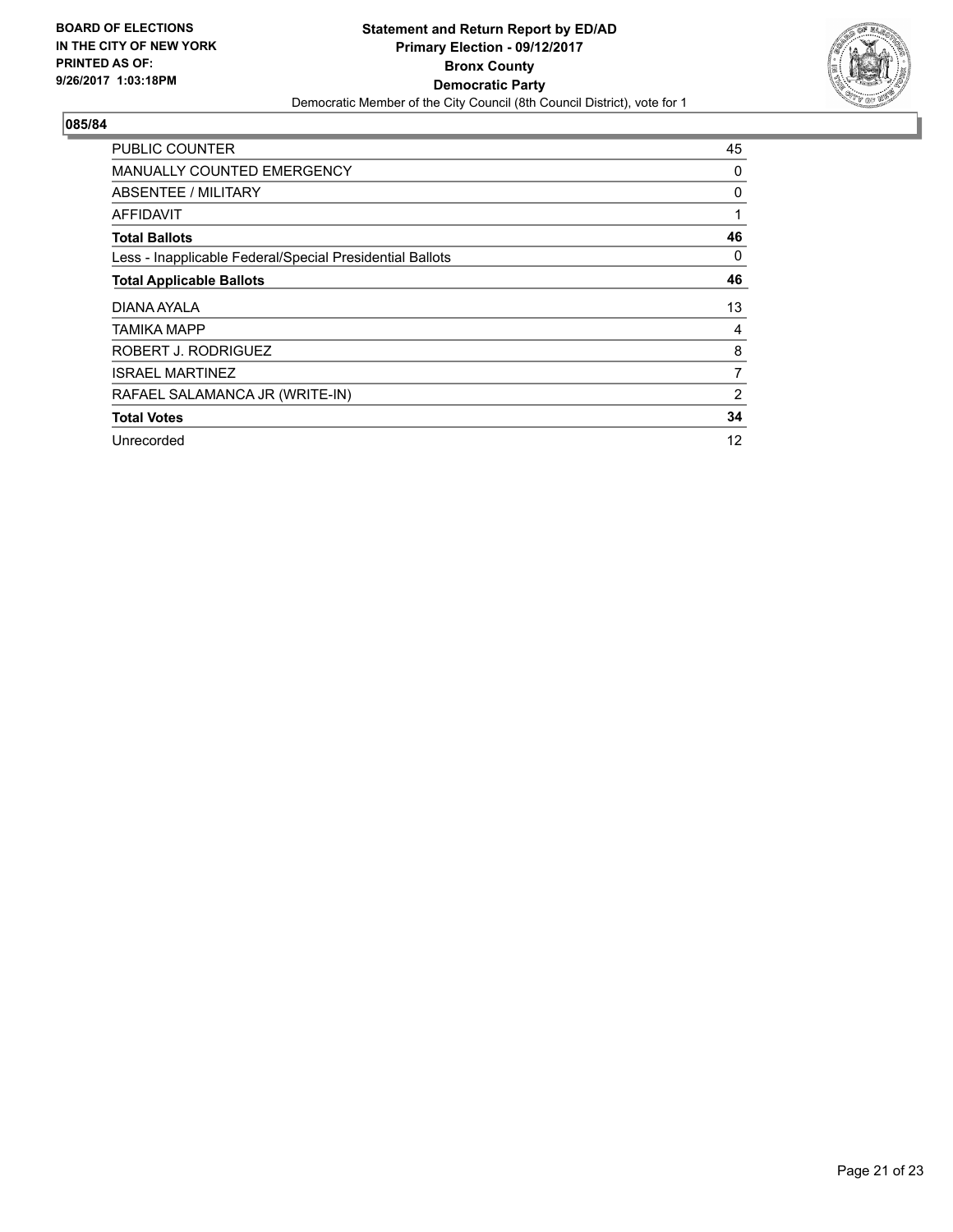**BOARD OF ELECTIONS IN THE CITY OF NEW YORK PRINTED AS OF: 9/26/2017 1:03:18PM**

**Statement and Return Report by ED/AD**
**Primary Election - 09/12/2017**
**Bronx County**
**Democratic Party**
Democratic Member of the City Council (8th Council District), vote for 1

## 085/84

| | |
|---|---|
| PUBLIC COUNTER | 45 |
| MANUALLY COUNTED EMERGENCY | 0 |
| ABSENTEE / MILITARY | 0 |
| AFFIDAVIT | 1 |
| **Total Ballots** | **46** |
| Less - Inapplicable Federal/Special Presidential Ballots | 0 |
| **Total Applicable Ballots** | **46** |
| DIANA AYALA | 13 |
| TAMIKA MAPP | 4 |
| ROBERT J. RODRIGUEZ | 8 |
| ISRAEL MARTINEZ | 7 |
| RAFAEL SALAMANCA JR (WRITE-IN) | 2 |
| **Total Votes** | **34** |
| Unrecorded | 12 |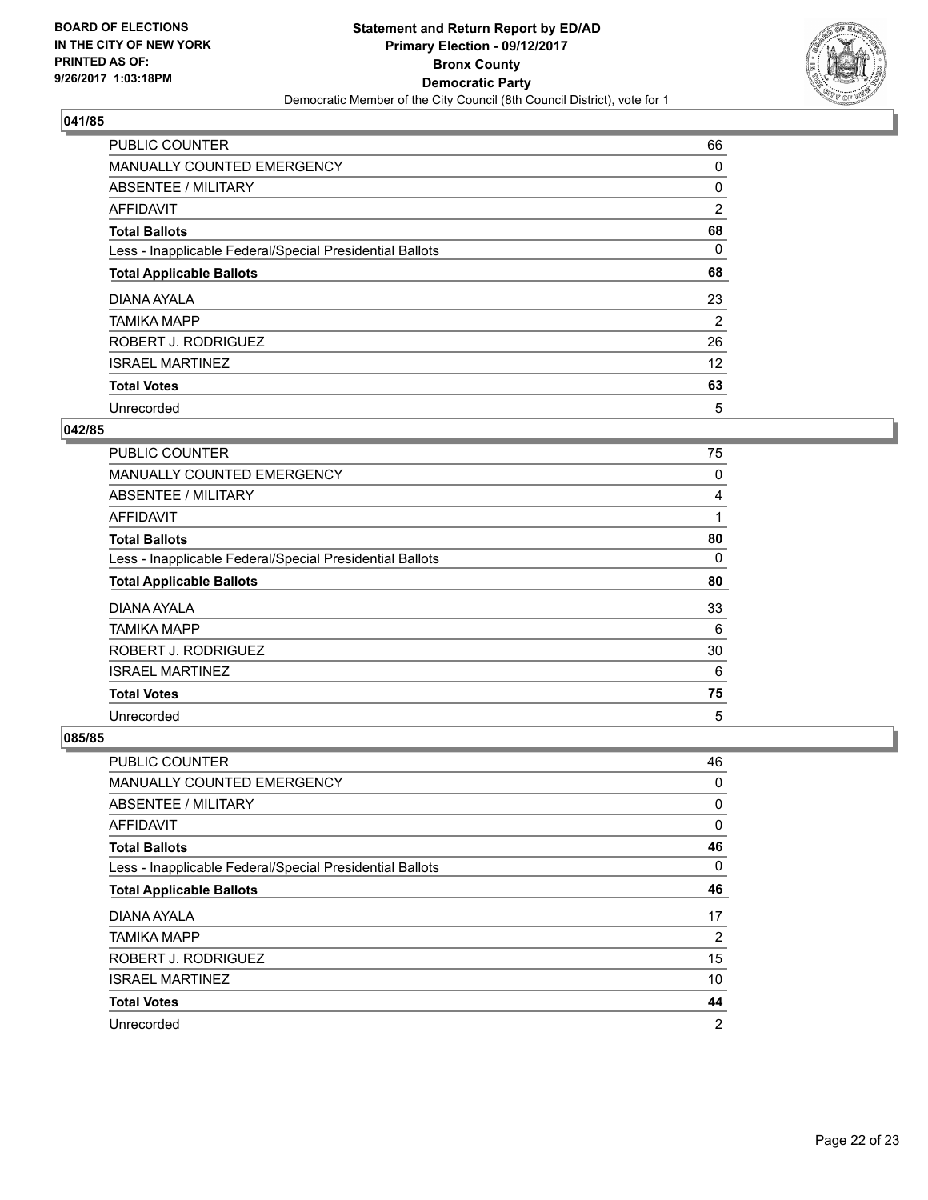**BOARD OF ELECTIONS IN THE CITY OF NEW YORK PRINTED AS OF: 9/26/2017 1:03:18PM**

**Statement and Return Report by ED/AD Primary Election - 09/12/2017 Bronx County Democratic Party**

Democratic Member of the City Council (8th Council District), vote for 1

### 041/85

| | |
|---|---|
| PUBLIC COUNTER | 66 |
| MANUALLY COUNTED EMERGENCY | 0 |
| ABSENTEE / MILITARY | 0 |
| AFFIDAVIT | 2 |
| **Total Ballots** | **68** |
| Less - Inapplicable Federal/Special Presidential Ballots | 0 |
| **Total Applicable Ballots** | **68** |
| DIANA AYALA | 23 |
| TAMIKA MAPP | 2 |
| ROBERT J. RODRIGUEZ | 26 |
| ISRAEL MARTINEZ | 12 |
| **Total Votes** | **63** |
| Unrecorded | 5 |

### 042/85

| | |
|---|---|
| PUBLIC COUNTER | 75 |
| MANUALLY COUNTED EMERGENCY | 0 |
| ABSENTEE / MILITARY | 4 |
| AFFIDAVIT | 1 |
| **Total Ballots** | **80** |
| Less - Inapplicable Federal/Special Presidential Ballots | 0 |
| **Total Applicable Ballots** | **80** |
| DIANA AYALA | 33 |
| TAMIKA MAPP | 6 |
| ROBERT J. RODRIGUEZ | 30 |
| ISRAEL MARTINEZ | 6 |
| **Total Votes** | **75** |
| Unrecorded | 5 |

### 085/85

| | |
|---|---|
| PUBLIC COUNTER | 46 |
| MANUALLY COUNTED EMERGENCY | 0 |
| ABSENTEE / MILITARY | 0 |
| AFFIDAVIT | 0 |
| **Total Ballots** | **46** |
| Less - Inapplicable Federal/Special Presidential Ballots | 0 |
| **Total Applicable Ballots** | **46** |
| DIANA AYALA | 17 |
| TAMIKA MAPP | 2 |
| ROBERT J. RODRIGUEZ | 15 |
| ISRAEL MARTINEZ | 10 |
| **Total Votes** | **44** |
| Unrecorded | 2 |